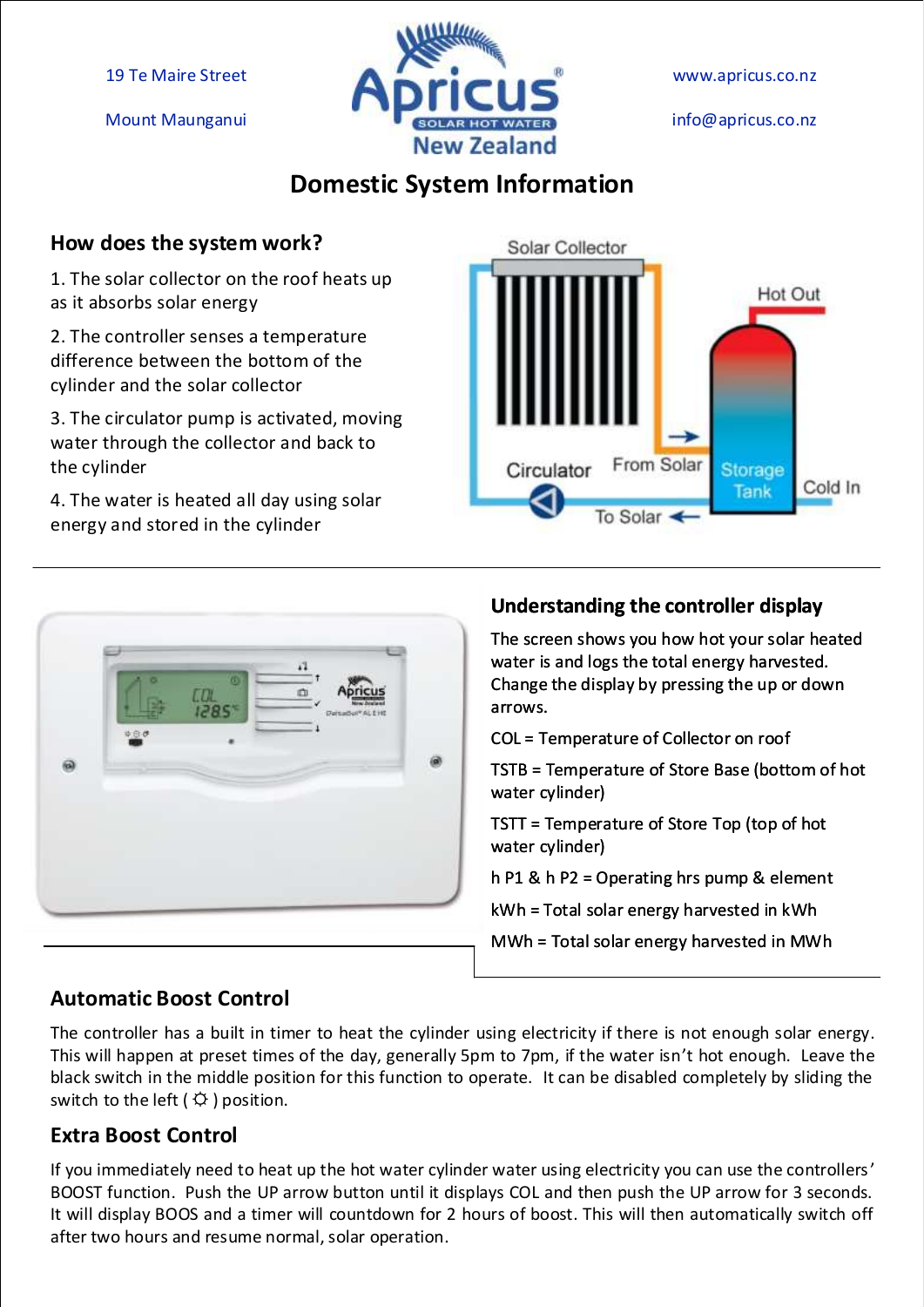19 Te Maire Street

Mount Maunganui

www.apricus.co.nz

info@apricus.co.nz

# Domestic System Information

## How does the system work?

1. The solar collector on the roof heats up as it absorbs solar energy
2. The controller senses a temperature difference between the bottom of the cylinder and the solar collector
3. The circulator pump is activated, moving water through the collector and back to the cylinder
4. The water is heated all day using solar energy and stored in the cylinder

## Understanding the controller display

The screen shows you how hot your solar heated water is and logs the total energy harvested. Change the display by pressing the up or down arrows.

COL = Temperature of Collector on roof

TSTB = Temperature of Store Base (bottom of hot water cylinder)

TSTT = Temperature of Store Top (top of hot water cylinder)

h P1 & h P2 = Operating hrs pump & element

kWh = Total solar energy harvested in kWh

MWh = Total solar energy harvested in MWh

## Automatic Boost Control

The controller has a built in timer to heat the cylinder using electricity if there is not enough solar energy. This will happen at preset times of the day, generally 5pm to 7pm, if the water isn't hot enough. Leave the black switch in the middle position for this function to operate. It can be disabled completely by sliding the switch to the left ( ☼ ) position.

## Extra Boost Control

If you immediately need to heat up the hot water cylinder water using electricity you can use the controllers' BOOST function. Push the UP arrow button until it displays COL and then push the UP arrow for 3 seconds. It will display BOOS and a timer will countdown for 2 hours of boost. This will then automatically switch off after two hours and resume normal, solar operation.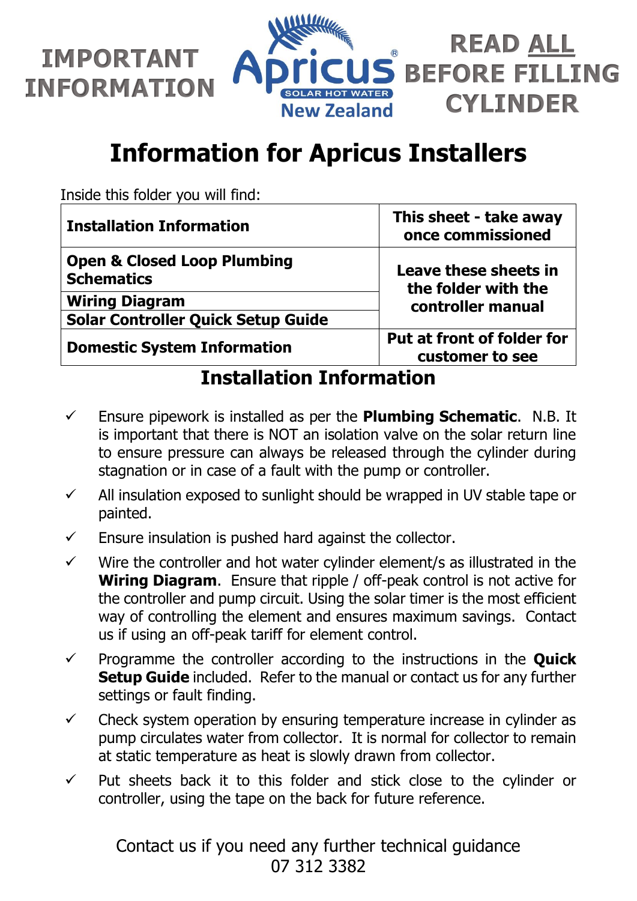IMPORTANT INFORMATION

Apricus® SOLAR HOT WATER New Zealand

READ ALL BEFORE FILLING CYLINDER

# Information for Apricus Installers

Inside this folder you will find:

| | |
|---|---|
| **Installation Information** | **This sheet - take away once commissioned** |
| **Open & Closed Loop Plumbing Schematics** | **Leave these sheets in the folder with the controller manual** |
| **Wiring Diagram** | |
| **Solar Controller Quick Setup Guide** | |
| **Domestic System Information** | **Put at front of folder for customer to see** |

## Installation Information

- ✓ Ensure pipework is installed as per the **Plumbing Schematic**. N.B. It is important that there is NOT an isolation valve on the solar return line to ensure pressure can always be released through the cylinder during stagnation or in case of a fault with the pump or controller.
- ✓ All insulation exposed to sunlight should be wrapped in UV stable tape or painted.
- ✓ Ensure insulation is pushed hard against the collector.
- ✓ Wire the controller and hot water cylinder element/s as illustrated in the **Wiring Diagram**. Ensure that ripple / off-peak control is not active for the controller and pump circuit. Using the solar timer is the most efficient way of controlling the element and ensures maximum savings. Contact us if using an off-peak tariff for element control.
- ✓ Programme the controller according to the instructions in the **Quick Setup Guide** included. Refer to the manual or contact us for any further settings or fault finding.
- ✓ Check system operation by ensuring temperature increase in cylinder as pump circulates water from collector. It is normal for collector to remain at static temperature as heat is slowly drawn from collector.
- ✓ Put sheets back it to this folder and stick close to the cylinder or controller, using the tape on the back for future reference.

Contact us if you need any further technical guidance
07 312 3382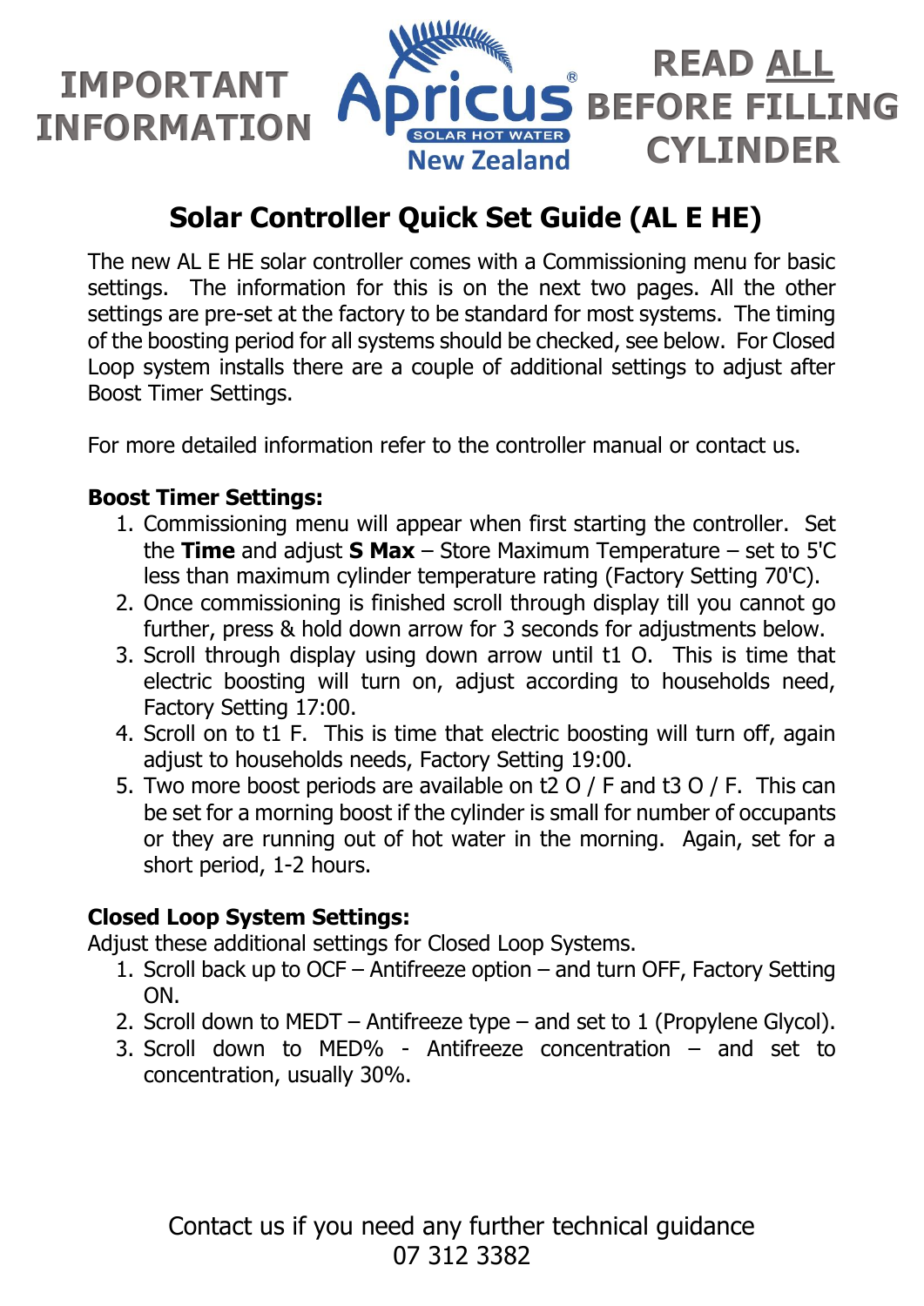**IMPORTANT INFORMATION**

Apricus® SOLAR HOT WATER New Zealand

**READ ALL BEFORE FILLING CYLINDER**

# Solar Controller Quick Set Guide (AL E HE)

The new AL E HE solar controller comes with a Commissioning menu for basic settings. The information for this is on the next two pages. All the other settings are pre-set at the factory to be standard for most systems. The timing of the boosting period for all systems should be checked, see below. For Closed Loop system installs there are a couple of additional settings to adjust after Boost Timer Settings.

For more detailed information refer to the controller manual or contact us.

**Boost Timer Settings:**

1. Commissioning menu will appear when first starting the controller. Set the **Time** and adjust **S Max** – Store Maximum Temperature – set to 5'C less than maximum cylinder temperature rating (Factory Setting 70'C).
2. Once commissioning is finished scroll through display till you cannot go further, press & hold down arrow for 3 seconds for adjustments below.
3. Scroll through display using down arrow until t1 O. This is time that electric boosting will turn on, adjust according to households need, Factory Setting 17:00.
4. Scroll on to t1 F. This is time that electric boosting will turn off, again adjust to households needs, Factory Setting 19:00.
5. Two more boost periods are available on t2 O / F and t3 O / F. This can be set for a morning boost if the cylinder is small for number of occupants or they are running out of hot water in the morning. Again, set for a short period, 1-2 hours.

**Closed Loop System Settings:**

Adjust these additional settings for Closed Loop Systems.

1. Scroll back up to OCF – Antifreeze option – and turn OFF, Factory Setting ON.
2. Scroll down to MEDT – Antifreeze type – and set to 1 (Propylene Glycol).
3. Scroll down to MED% - Antifreeze concentration – and set to concentration, usually 30%.

Contact us if you need any further technical guidance
07 312 3382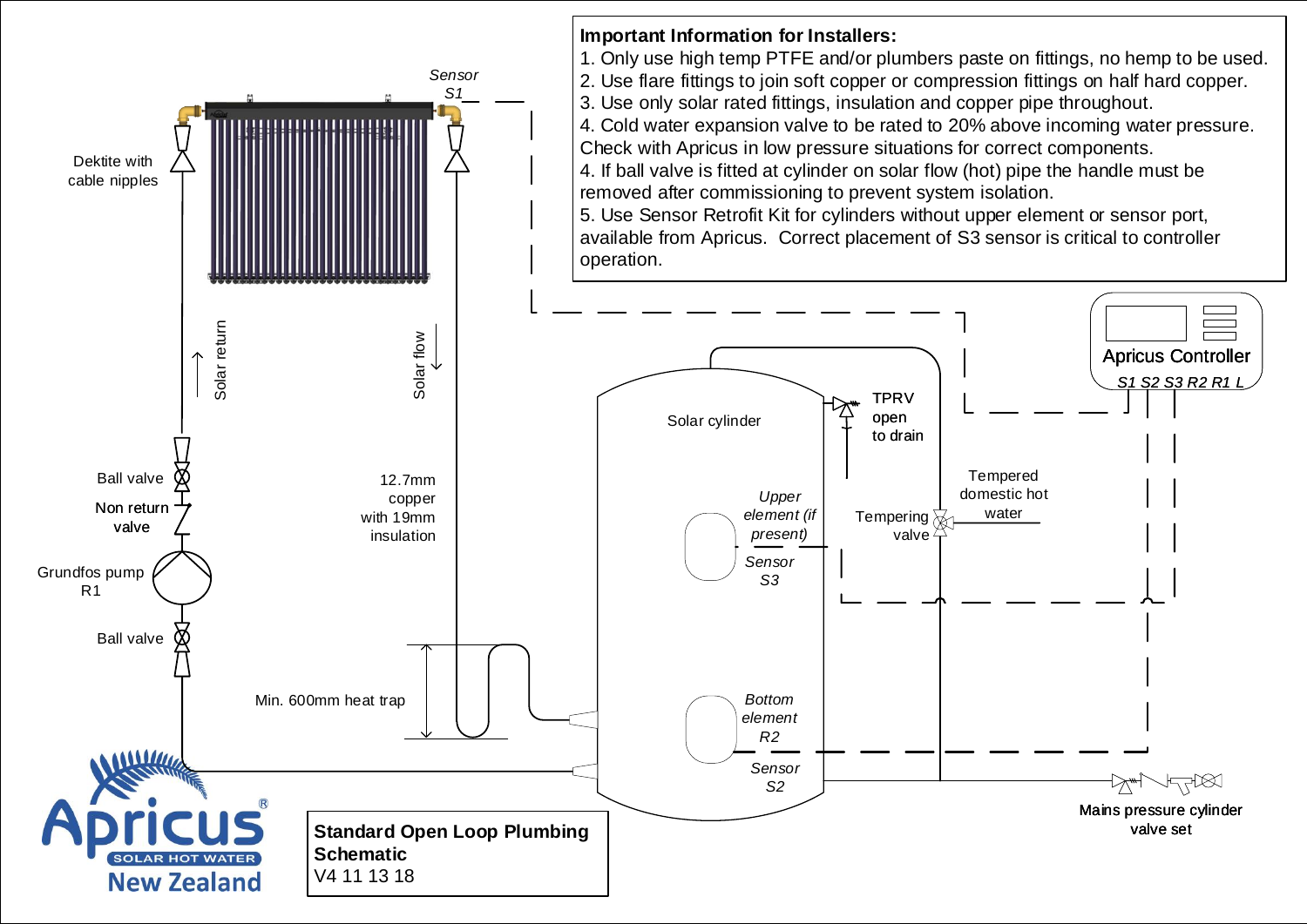**Important Information for Installers:**

1. Only use high temp PTFE and/or plumbers paste on fittings, no hemp to be used.
2. Use flare fittings to join soft copper or compression fittings on half hard copper.
3. Use only solar rated fittings, insulation and copper pipe throughout.
4. Cold water expansion valve to be rated to 20% above incoming water pressure. Check with Apricus in low pressure situations for correct components.
4. If ball valve is fitted at cylinder on solar flow (hot) pipe the handle must be removed after commissioning to prevent system isolation.
5. Use Sensor Retrofit Kit for cylinders without upper element or sensor port, available from Apricus. Correct placement of S3 sensor is critical to controller operation.

Sensor S1

Dektite with cable nipples

Solar return

Solar flow

Apricus Controller

S1 S2 S3 R2 R1 L

Solar cylinder

TPRV open to drain

Tempered domestic hot water

Tempering valve

Upper element (if present)

Sensor S3

Ball valve

Non return valve

Grundfos pump R1

Ball valve

12.7mm copper with 19mm insulation

Min. 600mm heat trap

Bottom element R2

Sensor S2

Mains pressure cylinder valve set

**Standard Open Loop Plumbing Schematic**

V4 11 13 18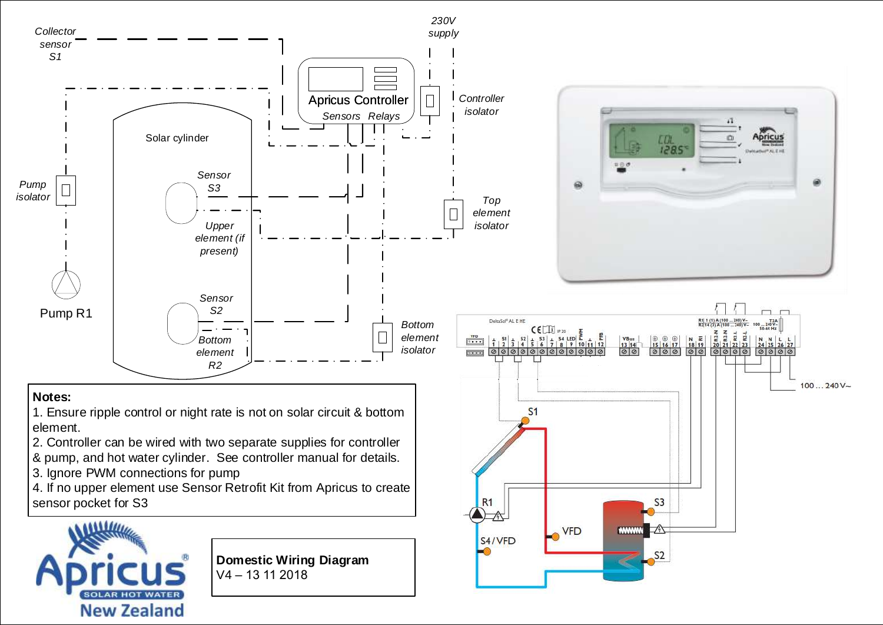Collector sensor S1

230V supply

Apricus Controller

Sensors Relays

Controller isolator

Solar cylinder

Sensor S3

Upper element (if present)

Pump isolator

Top element isolator

Pump R1

Sensor S2

Bottom element R2

Bottom element isolator

**Notes:**

1. Ensure ripple control or night rate is not on solar circuit & bottom element.
2. Controller can be wired with two separate supplies for controller & pump, and hot water cylinder. See controller manual for details.
3. Ignore PWM connections for pump
4. If no upper element use Sensor Retrofit Kit from Apricus to create sensor pocket for S3

**Domestic Wiring Diagram**
V4 – 13 11 2018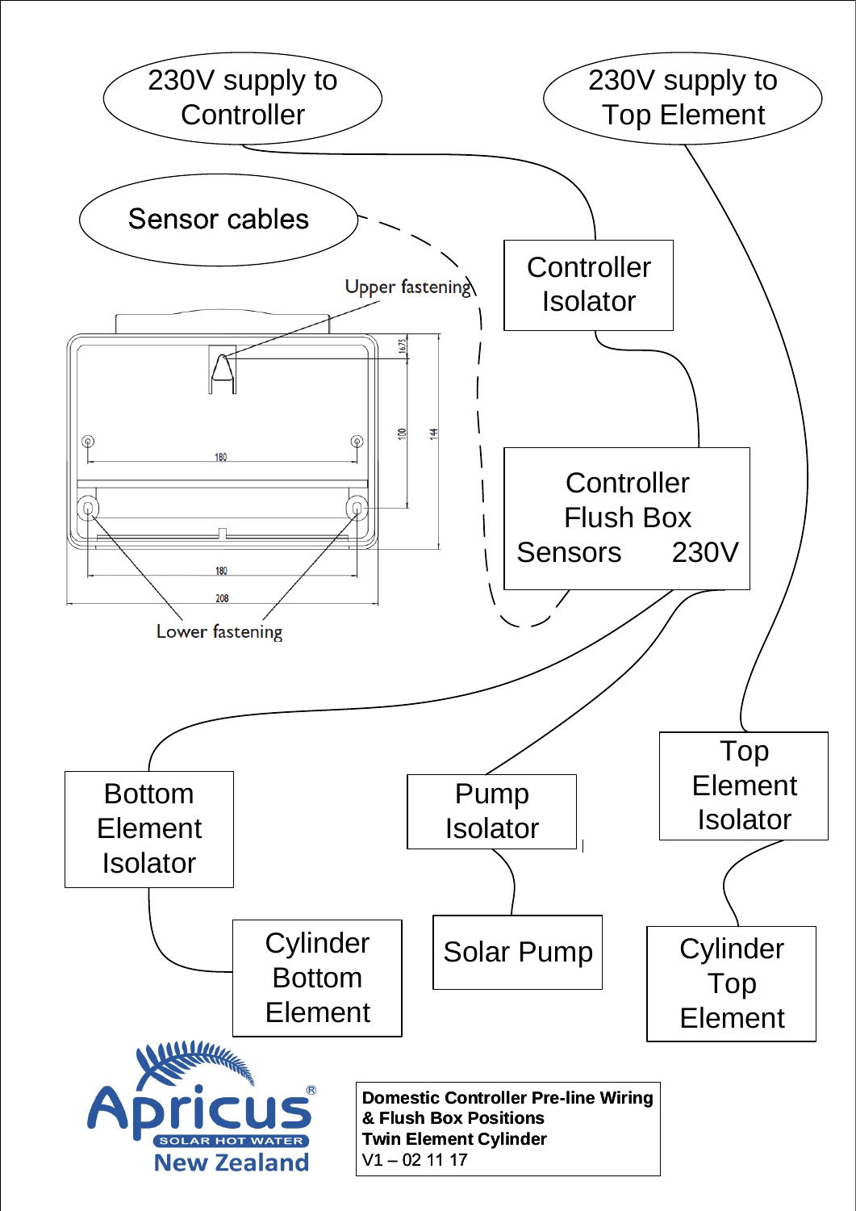230V supply to Controller

230V supply to Top Element

Sensor cables

Controller Isolator

Upper fastening

1675

100

144

180

180

208

Lower fastening

Controller Flush Box

Sensors 230V

Bottom Element Isolator

Pump Isolator

Top Element Isolator

Cylinder Bottom Element

Solar Pump

Cylinder Top Element

Apricus® SOLAR HOT WATER New Zealand

**Domestic Controller Pre-line Wiring**
**& Flush Box Positions**
**Twin Element Cylinder**
V1 – 02 11 17